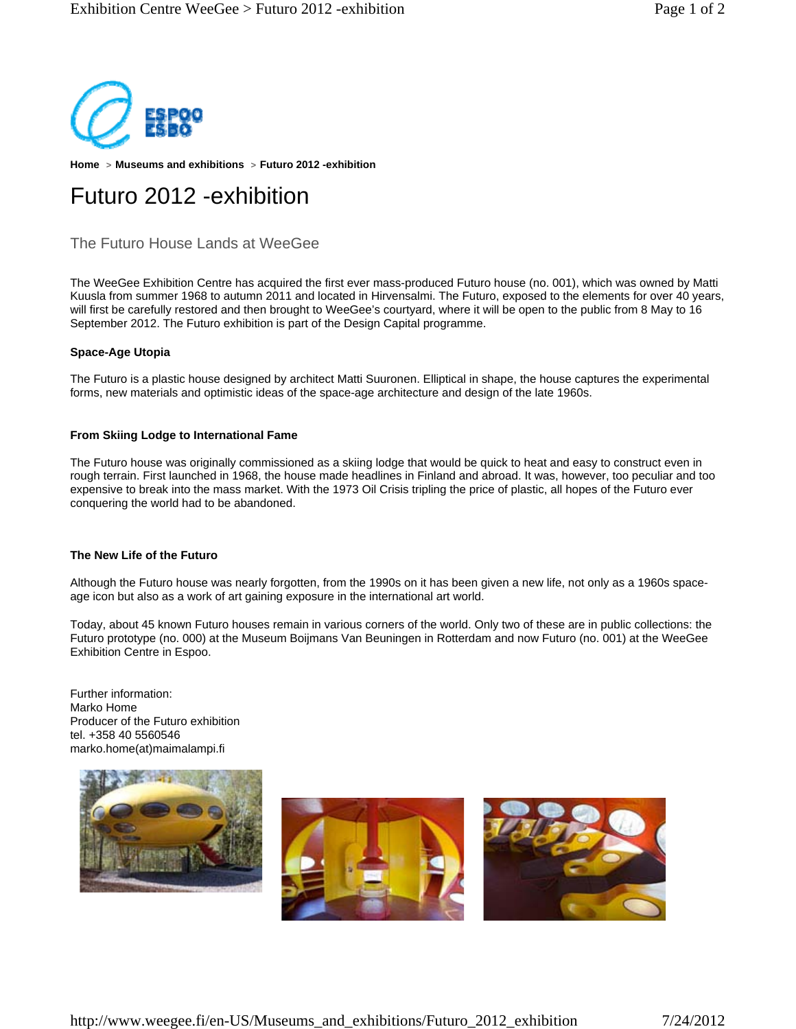Home > Museums and exhibitions > Futuro 2012 -exhibition

# Futuro 2012 -exhibition

## The Futuro House Lands at WeeGee

The WeeGee Exhibition Centre has acquired the first ever mass-produced Futuro house (no. 001), which was owned by Matti Kuusla from summer 1968 to autumn 2011 and located in Hirvensalmi. The Futuro, exposed to the elements for over 40 years, will first be carefully restored and then brought to WeeGee's courtyard, where it will be open to the public from 8 May to 16 September 2012. The Futuro exhibition is part of the Design Capital programme.

**Space-Age Utopia**

The Futuro is a plastic house designed by architect Matti Suuronen. Elliptical in shape, the house captures the experimental forms, new materials and optimistic ideas of the space-age architecture and design of the late 1960s.

**From Skiing Lodge to International Fame**

The Futuro house was originally commissioned as a skiing lodge that would be quick to heat and easy to construct even in rough terrain. First launched in 1968, the house made headlines in Finland and abroad. It was, however, too peculiar and too expensive to break into the mass market. With the 1973 Oil Crisis tripling the price of plastic, all hopes of the Futuro ever conquering the world had to be abandoned.

**The New Life of the Futuro**

Although the Futuro house was nearly forgotten, from the 1990s on it has been given a new life, not only as a 1960s space-age icon but also as a work of art gaining exposure in the international art world.

Today, about 45 known Futuro houses remain in various corners of the world. Only two of these are in public collections: the Futuro prototype (no. 000) at the Museum Boijmans Van Beuningen in Rotterdam and now Futuro (no. 001) at the WeeGee Exhibition Centre in Espoo.

Further information:
Marko Home
Producer of the Futuro exhibition
tel. +358 40 5560546
marko.home(at)maimalampi.fi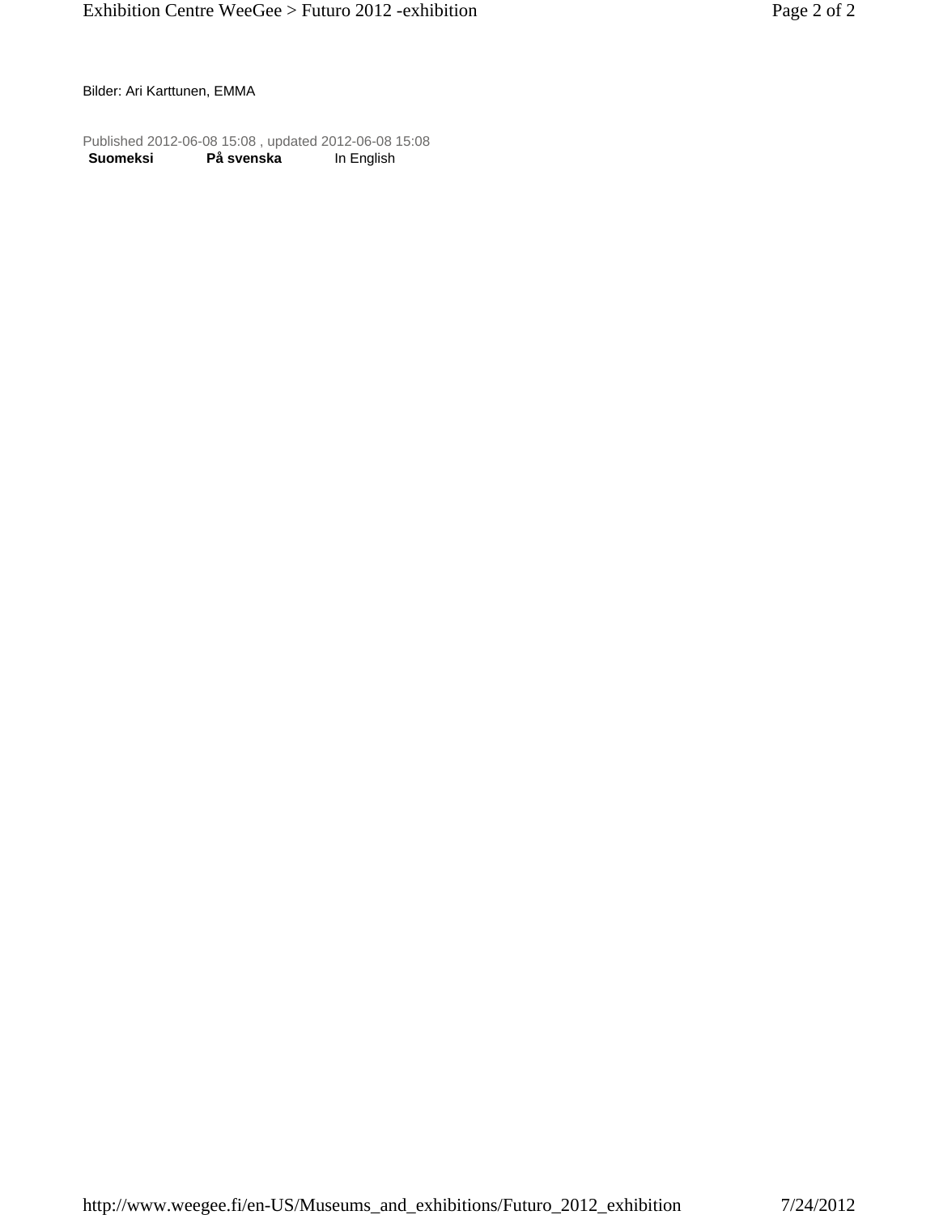Bilder: Ari Karttunen, EMMA

Published 2012-06-08 15:08 , updated 2012-06-08 15:08

**Suomeksi** **På svenska** In English